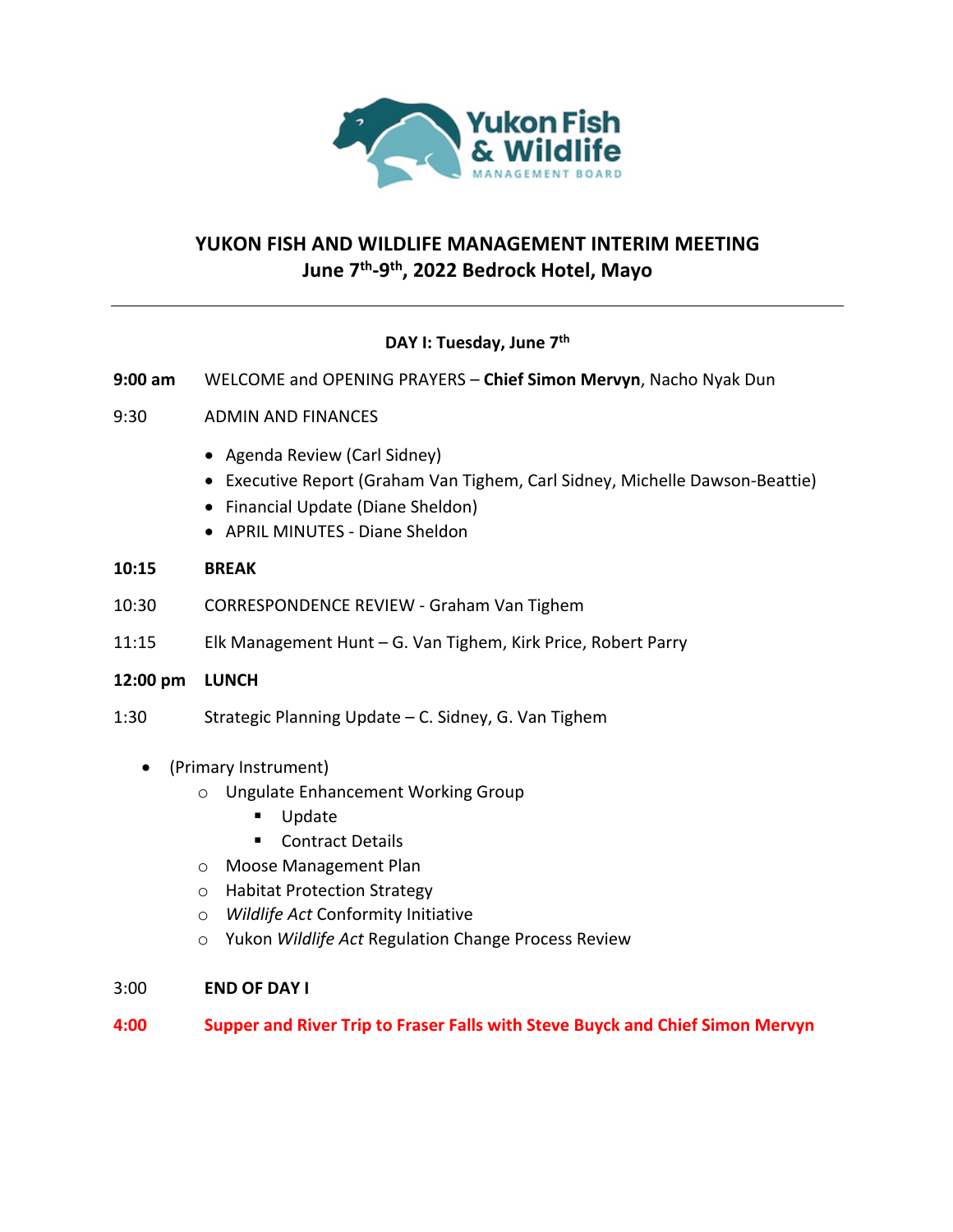Yukon Fish & Wildlife
MANAGEMENT BOARD

# YUKON FISH AND WILDLIFE MANAGEMENT INTERIM MEETING
## June 7th-9th, 2022 Bedrock Hotel, Mayo

---

### DAY I: Tuesday, June 7th

**9:00 am** WELCOME and OPENING PRAYERS – **Chief Simon Mervyn**, Nacho Nyak Dun

9:30 ADMIN AND FINANCES

- Agenda Review (Carl Sidney)
- Executive Report (Graham Van Tighem, Carl Sidney, Michelle Dawson-Beattie)
- Financial Update (Diane Sheldon)
- APRIL MINUTES - Diane Sheldon

**10:15 BREAK**

10:30 CORRESPONDENCE REVIEW - Graham Van Tighem

11:15 Elk Management Hunt – G. Van Tighem, Kirk Price, Robert Parry

**12:00 pm LUNCH**

1:30 Strategic Planning Update – C. Sidney, G. Van Tighem

- (Primary Instrument)
  - Ungulate Enhancement Working Group
    - Update
    - Contract Details
  - Moose Management Plan
  - Habitat Protection Strategy
  - *Wildlife Act* Conformity Initiative
  - Yukon *Wildlife Act* Regulation Change Process Review

3:00 **END OF DAY I**

**4:00 Supper and River Trip to Fraser Falls with Steve Buyck and Chief Simon Mervyn**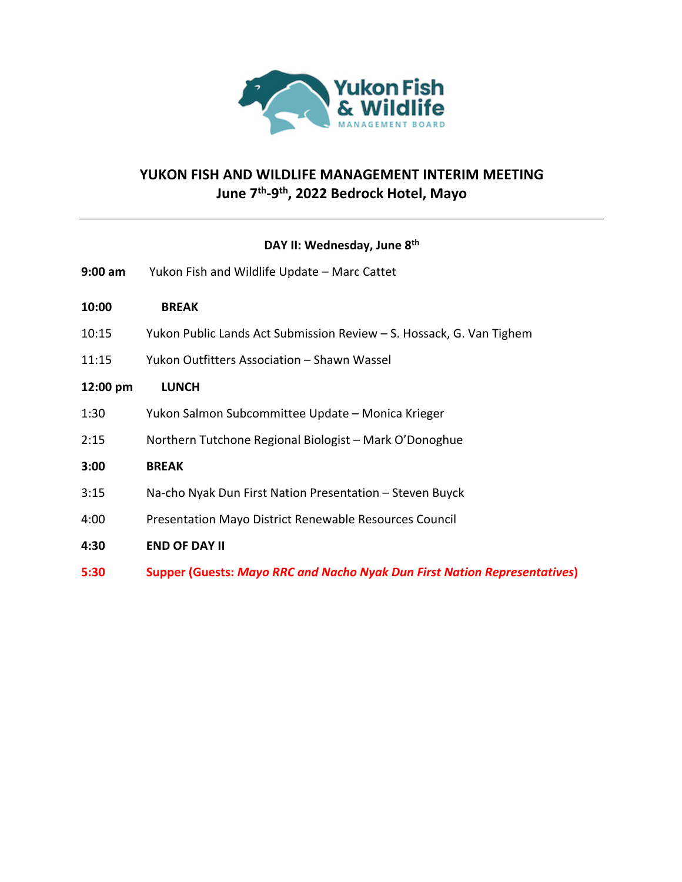# YUKON FISH AND WILDLIFE MANAGEMENT INTERIM MEETING

## June 7th-9th, 2022 Bedrock Hotel, Mayo

---

### DAY II: Wednesday, June 8th

| | |
|---|---|
| **9:00 am** | Yukon Fish and Wildlife Update – Marc Cattet |
| **10:00** | **BREAK** |
| 10:15 | Yukon Public Lands Act Submission Review – S. Hossack, G. Van Tighem |
| 11:15 | Yukon Outfitters Association – Shawn Wassel |
| **12:00 pm** | **LUNCH** |
| 1:30 | Yukon Salmon Subcommittee Update – Monica Krieger |
| 2:15 | Northern Tutchone Regional Biologist – Mark O'Donoghue |
| **3:00** | **BREAK** |
| 3:15 | Na-cho Nyak Dun First Nation Presentation – Steven Buyck |
| 4:00 | Presentation Mayo District Renewable Resources Council |
| **4:30** | **END OF DAY II** |
| **5:30** | **Supper (Guests: *Mayo RRC and Nacho Nyak Dun First Nation Representatives*)** |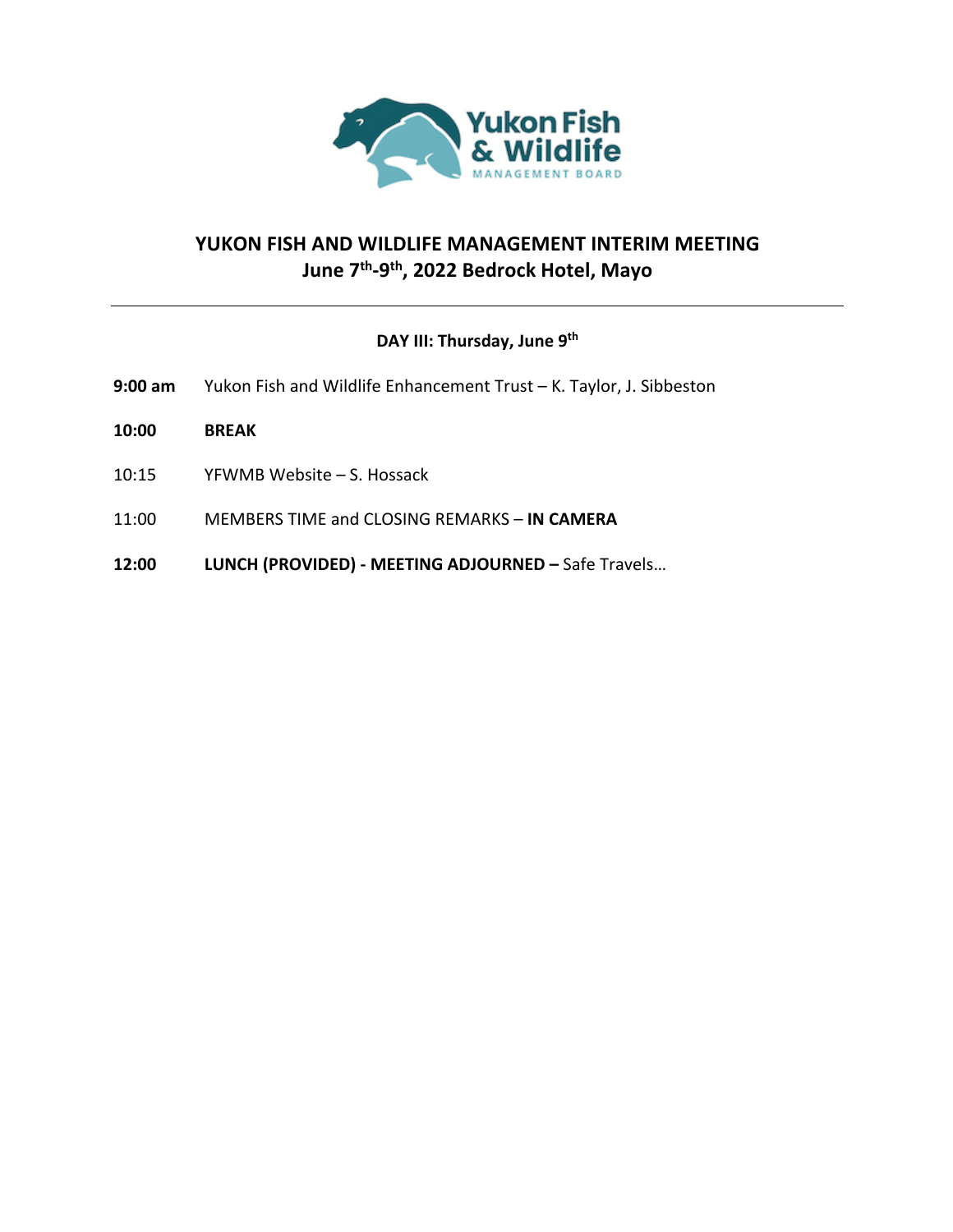# YUKON FISH AND WILDLIFE MANAGEMENT INTERIM MEETING
## June 7th-9th, 2022 Bedrock Hotel, Mayo

---

### DAY III: Thursday, June 9th

**9:00 am** Yukon Fish and Wildlife Enhancement Trust – K. Taylor, J. Sibbeston

**10:00** **BREAK**

10:15 YFWMB Website – S. Hossack

11:00 MEMBERS TIME and CLOSING REMARKS – **IN CAMERA**

**12:00** **LUNCH (PROVIDED) - MEETING ADJOURNED –** Safe Travels…